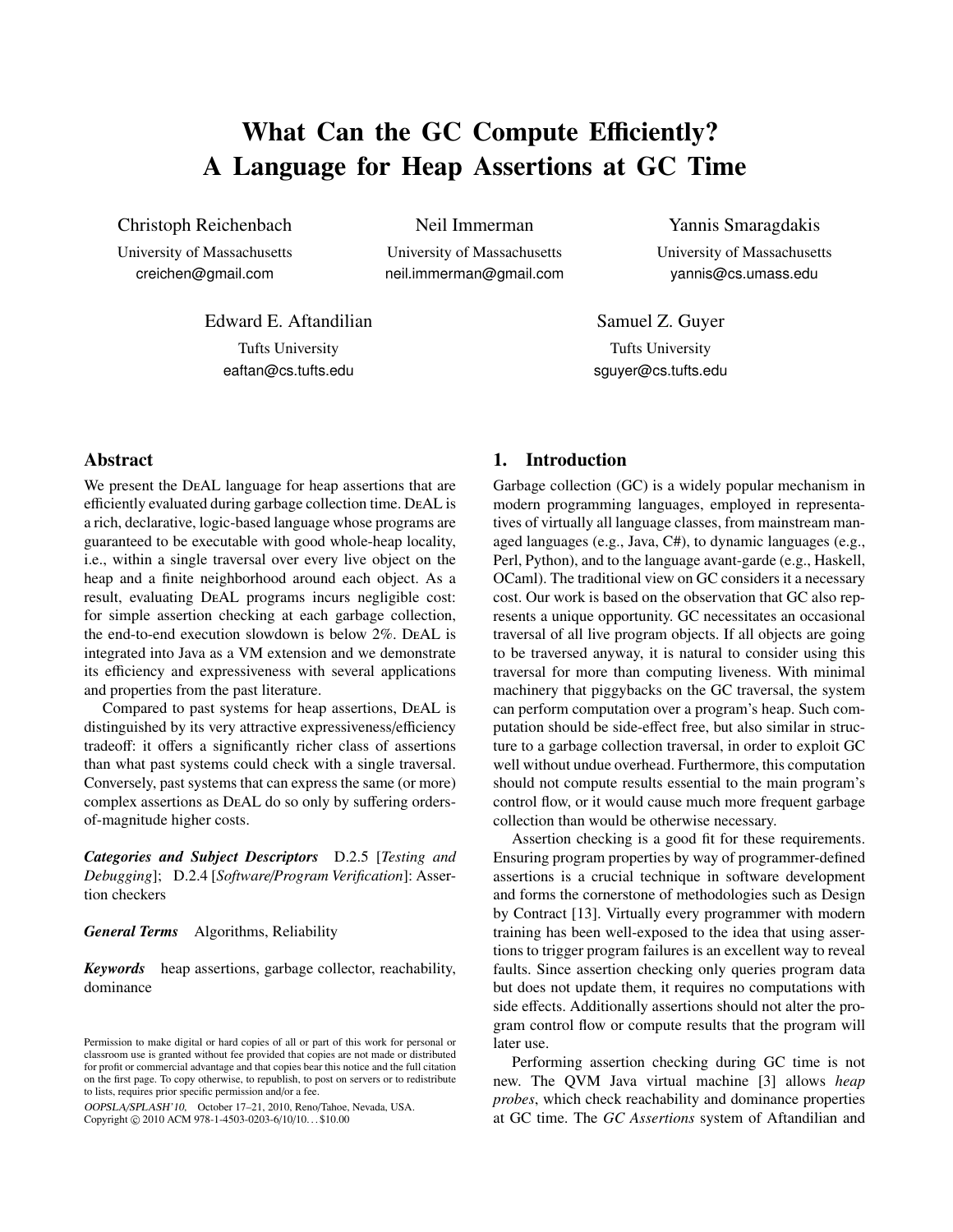# What Can the GC Compute Efficiently? A Language for Heap Assertions at GC Time

Christoph Reichenbach
University of Massachusetts
creichen@gmail.com

Neil Immerman
University of Massachusetts
neil.immerman@gmail.com

Yannis Smaragdakis
University of Massachusetts
yannis@cs.umass.edu

Edward E. Aftandilian
Tufts University
eaftan@cs.tufts.edu

Samuel Z. Guyer
Tufts University
sguyer@cs.tufts.edu

## Abstract

We present the DeAL language for heap assertions that are efficiently evaluated during garbage collection time. DeAL is a rich, declarative, logic-based language whose programs are guaranteed to be executable with good whole-heap locality, i.e., within a single traversal over every live object on the heap and a finite neighborhood around each object. As a result, evaluating DeAL programs incurs negligible cost: for simple assertion checking at each garbage collection, the end-to-end execution slowdown is below 2%. DeAL is integrated into Java as a VM extension and we demonstrate its efficiency and expressiveness with several applications and properties from the past literature.

Compared to past systems for heap assertions, DeAL is distinguished by its very attractive expressiveness/efficiency tradeoff: it offers a significantly richer class of assertions than what past systems could check with a single traversal. Conversely, past systems that can express the same (or more) complex assertions as DeAL do so only by suffering orders-of-magnitude higher costs.

***Categories and Subject Descriptors*** D.2.5 [*Testing and Debugging*]; D.2.4 [*Software/Program Verification*]: Assertion checkers

***General Terms*** Algorithms, Reliability

***Keywords*** heap assertions, garbage collector, reachability, dominance

Permission to make digital or hard copies of all or part of this work for personal or classroom use is granted without fee provided that copies are not made or distributed for profit or commercial advantage and that copies bear this notice and the full citation on the first page. To copy otherwise, to republish, to post on servers or to redistribute to lists, requires prior specific permission and/or a fee.

*OOPSLA/SPLASH'10,* October 17–21, 2010, Reno/Tahoe, Nevada, USA.
Copyright © 2010 ACM 978-1-4503-0203-6/10/10...$10.00

## 1. Introduction

Garbage collection (GC) is a widely popular mechanism in modern programming languages, employed in representatives of virtually all language classes, from mainstream managed languages (e.g., Java, C#), to dynamic languages (e.g., Perl, Python), and to the language avant-garde (e.g., Haskell, OCaml). The traditional view on GC considers it a necessary cost. Our work is based on the observation that GC also represents a unique opportunity. GC necessitates an occasional traversal of all live program objects. If all objects are going to be traversed anyway, it is natural to consider using this traversal for more than computing liveness. With minimal machinery that piggybacks on the GC traversal, the system can perform computation over a program's heap. Such computation should be side-effect free, but also similar in structure to a garbage collection traversal, in order to exploit GC well without undue overhead. Furthermore, this computation should not compute results essential to the main program's control flow, or it would cause much more frequent garbage collection than would be otherwise necessary.

Assertion checking is a good fit for these requirements. Ensuring program properties by way of programmer-defined assertions is a crucial technique in software development and forms the cornerstone of methodologies such as Design by Contract [13]. Virtually every programmer with modern training has been well-exposed to the idea that using assertions to trigger program failures is an excellent way to reveal faults. Since assertion checking only queries program data but does not update them, it requires no computations with side effects. Additionally assertions should not alter the program control flow or compute results that the program will later use.

Performing assertion checking during GC time is not new. The QVM Java virtual machine [3] allows *heap probes*, which check reachability and dominance properties at GC time. The *GC Assertions* system of Aftandilian and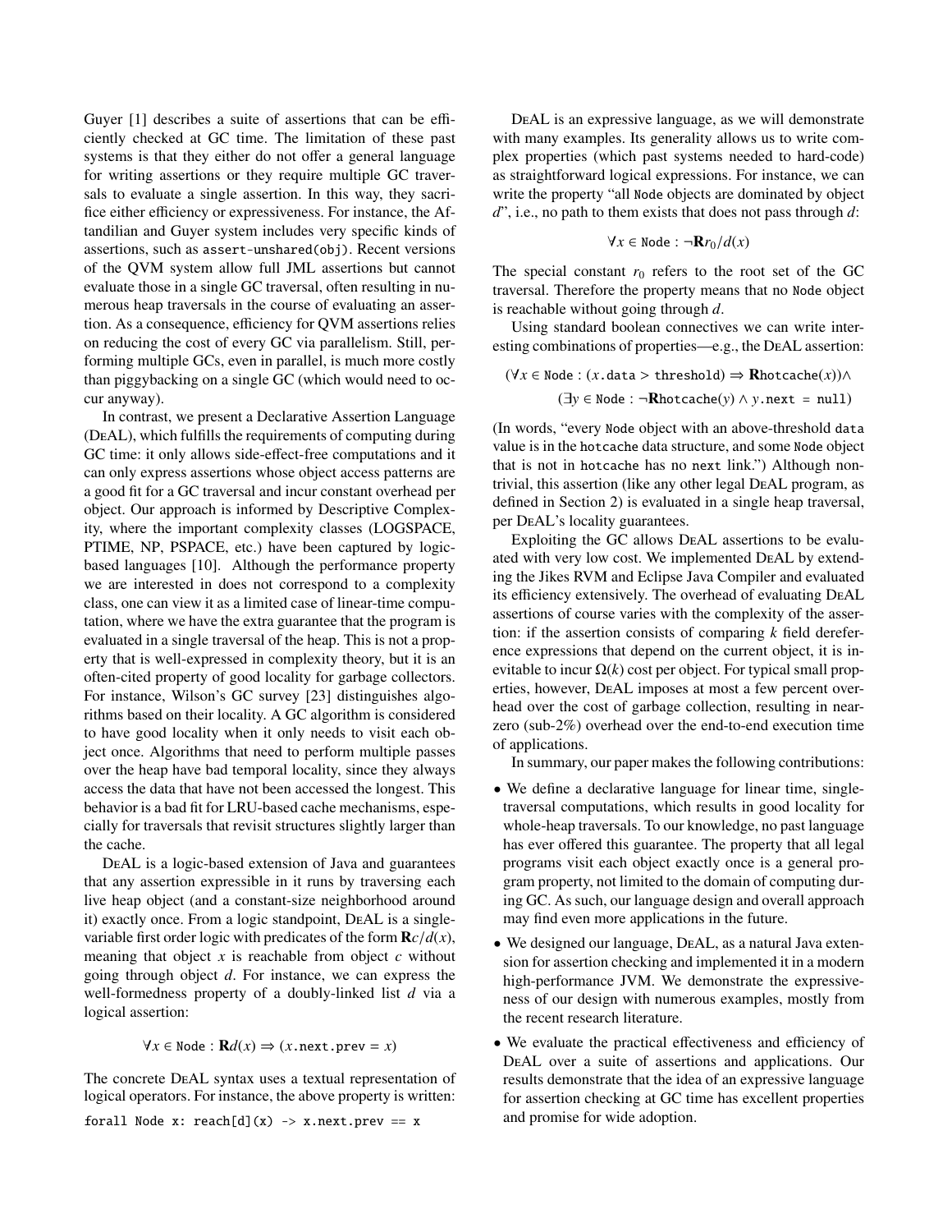Guyer [1] describes a suite of assertions that can be efficiently checked at GC time. The limitation of these past systems is that they either do not offer a general language for writing assertions or they require multiple GC traversals to evaluate a single assertion. In this way, they sacrifice either efficiency or expressiveness. For instance, the Aftandilian and Guyer system includes very specific kinds of assertions, such as `assert-unshared(obj)`. Recent versions of the QVM system allow full JML assertions but cannot evaluate those in a single GC traversal, often resulting in numerous heap traversals in the course of evaluating an assertion. As a consequence, efficiency for QVM assertions relies on reducing the cost of every GC via parallelism. Still, performing multiple GCs, even in parallel, is much more costly than piggybacking on a single GC (which would need to occur anyway).

In contrast, we present a Declarative Assertion Language (DeAL), which fulfills the requirements of computing during GC time: it only allows side-effect-free computations and it can only express assertions whose object access patterns are a good fit for a GC traversal and incur constant overhead per object. Our approach is informed by Descriptive Complexity, where the important complexity classes (LOGSPACE, PTIME, NP, PSPACE, etc.) have been captured by logic-based languages [10]. Although the performance property we are interested in does not correspond to a complexity class, one can view it as a limited case of linear-time computation, where we have the extra guarantee that the program is evaluated in a single traversal of the heap. This is not a property that is well-expressed in complexity theory, but it is an often-cited property of good locality for garbage collectors. For instance, Wilson's GC survey [23] distinguishes algorithms based on their locality. A GC algorithm is considered to have good locality when it only needs to visit each object once. Algorithms that need to perform multiple passes over the heap have bad temporal locality, since they always access the data that have not been accessed the longest. This behavior is a bad fit for LRU-based cache mechanisms, especially for traversals that revisit structures slightly larger than the cache.

DeAL is a logic-based extension of Java and guarantees that any assertion expressible in it runs by traversing each live heap object (and a constant-size neighborhood around it) exactly once. From a logic standpoint, DeAL is a single-variable first order logic with predicates of the form $\mathbf{R}c/d(x)$, meaning that object $x$ is reachable from object $c$ without going through object $d$. For instance, we can express the well-formedness property of a doubly-linked list $d$ via a logical assertion:

$$\forall x \in \texttt{Node} : \mathbf{R}d(x) \Rightarrow (x.\texttt{next.prev} = x)$$

The concrete DeAL syntax uses a textual representation of logical operators. For instance, the above property is written:

```
forall Node x: reach[d](x) -> x.next.prev == x
```

DeAL is an expressive language, as we will demonstrate with many examples. Its generality allows us to write complex properties (which past systems needed to hard-code) as straightforward logical expressions. For instance, we can write the property "all `Node` objects are dominated by object $d$", i.e., no path to them exists that does not pass through $d$:

$$\forall x \in \texttt{Node} : \neg\mathbf{R}r_0/d(x)$$

The special constant $r_0$ refers to the root set of the GC traversal. Therefore the property means that no `Node` object is reachable without going through $d$.

Using standard boolean connectives we can write interesting combinations of properties—e.g., the DeAL assertion:

$$(\forall x \in \texttt{Node} : (x.\texttt{data} > \texttt{threshold}) \Rightarrow \mathbf{R}\texttt{hotcache}(x)) \land$$
$$(\exists y \in \texttt{Node} : \neg\mathbf{R}\texttt{hotcache}(y) \land y.\texttt{next = null})$$

(In words, "every `Node` object with an above-threshold `data` value is in the `hotcache` data structure, and some `Node` object that is not in `hotcache` has no `next` link.") Although non-trivial, this assertion (like any other legal DeAL program, as defined in Section 2) is evaluated in a single heap traversal, per DeAL's locality guarantees.

Exploiting the GC allows DeAL assertions to be evaluated with very low cost. We implemented DeAL by extending the Jikes RVM and Eclipse Java Compiler and evaluated its efficiency extensively. The overhead of evaluating DeAL assertions of course varies with the complexity of the assertion: if the assertion consists of comparing $k$ field dereference expressions that depend on the current object, it is inevitable to incur $\Omega(k)$ cost per object. For typical small properties, however, DeAL imposes at most a few percent overhead over the cost of garbage collection, resulting in near-zero (sub-2%) overhead over the end-to-end execution time of applications.

In summary, our paper makes the following contributions:

- We define a declarative language for linear time, single-traversal computations, which results in good locality for whole-heap traversals. To our knowledge, no past language has ever offered this guarantee. The property that all legal programs visit each object exactly once is a general program property, not limited to the domain of computing during GC. As such, our language design and overall approach may find even more applications in the future.
- We designed our language, DeAL, as a natural Java extension for assertion checking and implemented it in a modern high-performance JVM. We demonstrate the expressiveness of our design with numerous examples, mostly from the recent research literature.
- We evaluate the practical effectiveness and efficiency of DeAL over a suite of assertions and applications. Our results demonstrate that the idea of an expressive language for assertion checking at GC time has excellent properties and promise for wide adoption.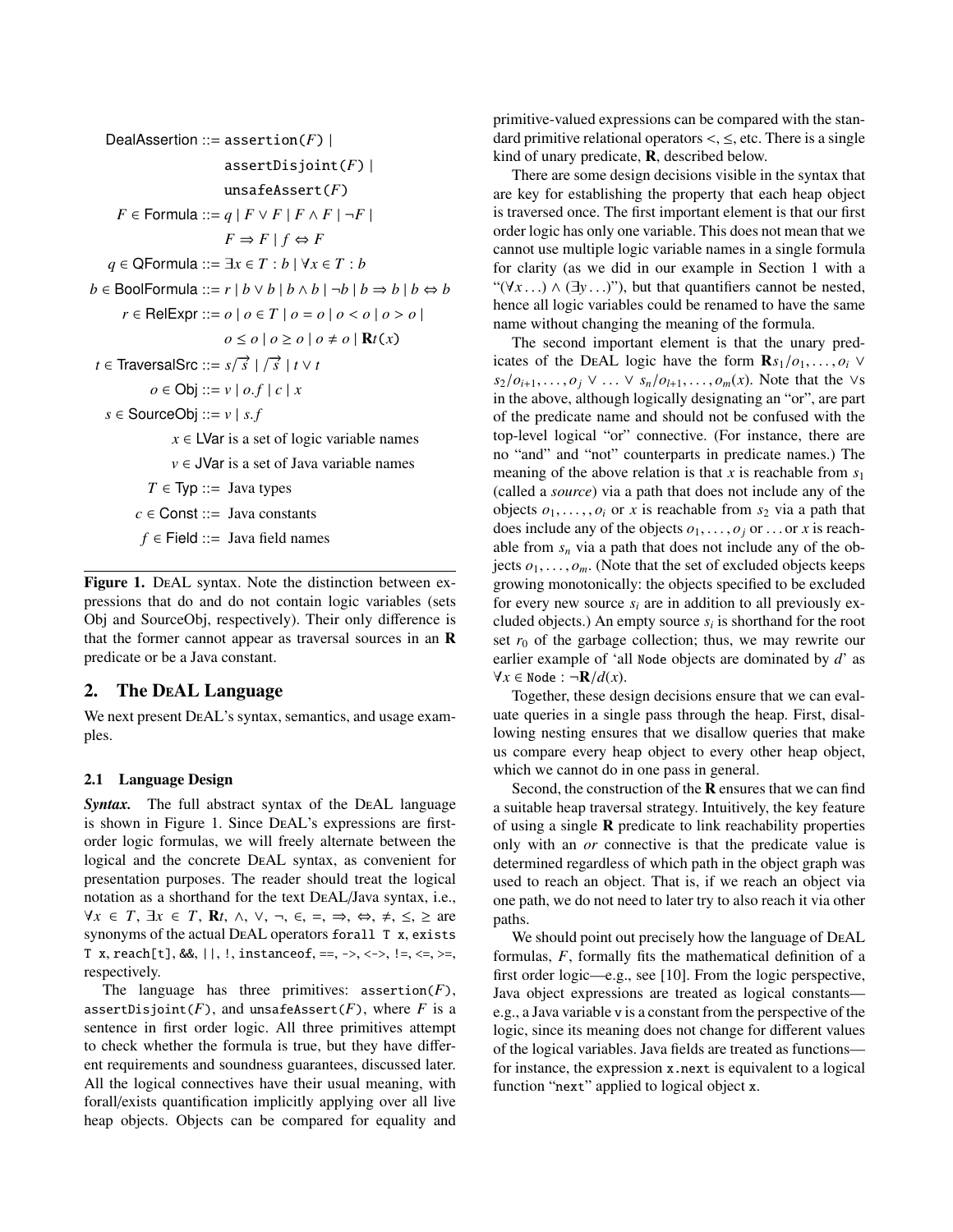$$
\begin{aligned}
\textsf{DealAssertion} &::= \texttt{assertion}(F) \mid \\
&\quad\ \ \texttt{assertDisjoint}(F) \mid \\
&\quad\ \ \texttt{unsafeAssert}(F) \\
F \in \textsf{Formula} &::= q \mid F \vee F \mid F \wedge F \mid \neg F \mid \\
&\quad\ \ F \Rightarrow F \mid f \Leftrightarrow F \\
q \in \textsf{QFormula} &::= \exists x \in T : b \mid \forall x \in T : b \\
b \in \textsf{BoolFormula} &::= r \mid b \vee b \mid b \wedge b \mid \neg b \mid b \Rightarrow b \mid b \Leftrightarrow b \\
r \in \textsf{RelExpr} &::= o \mid o \in T \mid o = o \mid o < o \mid o > o \mid \\
&\quad\ \ o \leq o \mid o \geq o \mid o \neq o \mid \mathbf{R}t(x) \\
t \in \textsf{TraversalSrc} &::= s/\vec{s} \mid /\vec{s} \mid t \vee t \\
o \in \textsf{Obj} &::= v \mid o.f \mid c \mid x \\
s \in \textsf{SourceObj} &::= v \mid s.f \\
&x \in \textsf{LVar} \text{ is a set of logic variable names} \\
&v \in \textsf{JVar} \text{ is a set of Java variable names} \\
T \in \textsf{Typ} &::= \text{ Java types} \\
c \in \textsf{Const} &::= \text{ Java constants} \\
f \in \textsf{Field} &::= \text{ Java field names}
\end{aligned}
$$

**Figure 1.** DeAL syntax. Note the distinction between expressions that do and do not contain logic variables (sets Obj and SourceObj, respectively). Their only difference is that the former cannot appear as traversal sources in an **R** predicate or be a Java constant.

## 2. The DeAL Language

We next present DeAL's syntax, semantics, and usage examples.

### 2.1 Language Design

***Syntax.*** The full abstract syntax of the DeAL language is shown in Figure 1. Since DeAL's expressions are first-order logic formulas, we will freely alternate between the logical and the concrete DeAL syntax, as convenient for presentation purposes. The reader should treat the logical notation as a shorthand for the text DeAL/Java syntax, i.e., $\forall x \in T$, $\exists x \in T$, $\mathbf{R}t$, $\wedge$, $\vee$, $\neg$, $\in$, $=$, $\Rightarrow$, $\Leftrightarrow$, $\neq$, $\leq$, $\geq$ are synonyms of the actual DeAL operators `forall T x`, `exists T x`, `reach[t]`, `&&`, `||`, `!`, `instanceof`, `==`, `->`, `<->`, `!=`, `<=`, `>=`, respectively.

The language has three primitives: `assertion(`$F$`)`, `assertDisjoint(`$F$`)`, and `unsafeAssert(`$F$`)`, where $F$ is a sentence in first order logic. All three primitives attempt to check whether the formula is true, but they have different requirements and soundness guarantees, discussed later. All the logical connectives have their usual meaning, with forall/exists quantification implicitly applying over all live heap objects. Objects can be compared for equality and primitive-valued expressions can be compared with the standard primitive relational operators $<$, $\leq$, etc. There is a single kind of unary predicate, **R**, described below.

There are some design decisions visible in the syntax that are key for establishing the property that each heap object is traversed once. The first important element is that our first order logic has only one variable. This does not mean that we cannot use multiple logic variable names in a single formula for clarity (as we did in our example in Section 1 with a "$(\forall x \ldots) \wedge (\exists y \ldots)$"), but that quantifiers cannot be nested, hence all logic variables could be renamed to have the same name without changing the meaning of the formula.

The second important element is that the unary predicates of the DeAL logic have the form $\mathbf{R}s_1/o_1, \ldots, o_i \vee s_2/o_{i+1}, \ldots, o_j \vee \ldots \vee s_n/o_{l+1}, \ldots, o_m(x)$. Note that the $\vee$s in the above, although logically designating an "or", are part of the predicate name and should not be confused with the top-level logical "or" connective. (For instance, there are no "and" and "not" counterparts in predicate names.) The meaning of the above relation is that $x$ is reachable from $s_1$ (called a *source*) via a path that does not include any of the objects $o_1, \ldots, o_i$ or $x$ is reachable from $s_2$ via a path that does include any of the objects $o_1, \ldots, o_j$ or ... or $x$ is reachable from $s_n$ via a path that does not include any of the objects $o_1, \ldots, o_m$. (Note that the set of excluded objects keeps growing monotonically: the objects specified to be excluded for every new source $s_i$ are in addition to all previously excluded objects.) An empty source $s_i$ is shorthand for the root set $r_0$ of the garbage collection; thus, we may rewrite our earlier example of 'all `Node` objects are dominated by $d$' as $\forall x \in$ `Node` $: \neg\mathbf{R}/d(x)$.

Together, these design decisions ensure that we can evaluate queries in a single pass through the heap. First, disallowing nesting ensures that we disallow queries that make us compare every heap object to every other heap object, which we cannot do in one pass in general.

Second, the construction of the **R** ensures that we can find a suitable heap traversal strategy. Intuitively, the key feature of using a single **R** predicate to link reachability properties only with an *or* connective is that the predicate value is determined regardless of which path in the object graph was used to reach an object. That is, if we reach an object via one path, we do not need to later try to also reach it via other paths.

We should point out precisely how the language of DeAL formulas, $F$, formally fits the mathematical definition of a first order logic—e.g., see [10]. From the logic perspective, Java object expressions are treated as logical constants—e.g., a Java variable `v` is a constant from the perspective of the logic, since its meaning does not change for different values of the logical variables. Java fields are treated as functions—for instance, the expression `x.next` is equivalent to a logical function "`next`" applied to logical object `x`.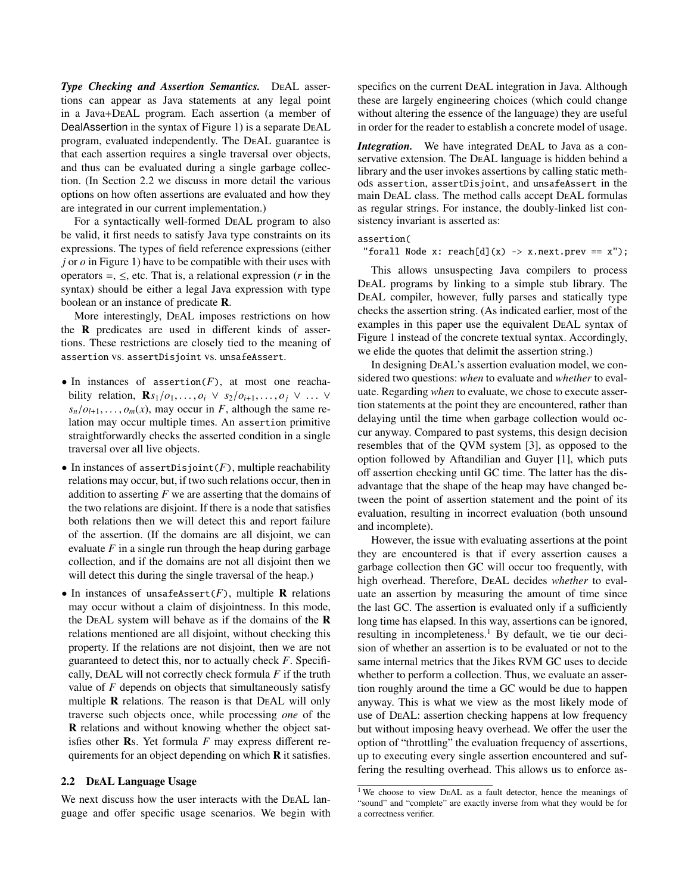***Type Checking and Assertion Semantics.*** DEAL assertions can appear as Java statements at any legal point in a Java+DEAL program. Each assertion (a member of DealAssertion in the syntax of Figure 1) is a separate DEAL program, evaluated independently. The DEAL guarantee is that each assertion requires a single traversal over objects, and thus can be evaluated during a single garbage collection. (In Section 2.2 we discuss in more detail the various options on how often assertions are evaluated and how they are integrated in our current implementation.)

For a syntactically well-formed DEAL program to also be valid, it first needs to satisfy Java type constraints on its expressions. The types of field reference expressions (either $j$ or $o$ in Figure 1) have to be compatible with their uses with operators $=$, $\leq$, etc. That is, a relational expression ($r$ in the syntax) should be either a legal Java expression with type boolean or an instance of predicate **R**.

More interestingly, DEAL imposes restrictions on how the **R** predicates are used in different kinds of assertions. These restrictions are closely tied to the meaning of `assertion` vs. `assertDisjoint` vs. `unsafeAssert`.

- In instances of `assertion(`$F$`)`, at most one reachability relation, $\mathbf{R}s_1/o_1,\ldots,o_i \lor s_2/o_{i+1},\ldots,o_j \lor \ldots \lor s_n/o_{l+1},\ldots,o_m(x)$, may occur in $F$, although the same relation may occur multiple times. An `assertion` primitive straightforwardly checks the asserted condition in a single traversal over all live objects.
- In instances of `assertDisjoint(`$F$`)`, multiple reachability relations may occur, but, if two such relations occur, then in addition to asserting $F$ we are asserting that the domains of the two relations are disjoint. If there is a node that satisfies both relations then we will detect this and report failure of the assertion. (If the domains are all disjoint, we can evaluate $F$ in a single run through the heap during garbage collection, and if the domains are not all disjoint then we will detect this during the single traversal of the heap.)
- In instances of `unsafeAssert(`$F$`)`, multiple **R** relations may occur without a claim of disjointness. In this mode, the DEAL system will behave as if the domains of the **R** relations mentioned are all disjoint, without checking this property. If the relations are not disjoint, then we are not guaranteed to detect this, nor to actually check $F$. Specifically, DEAL will not correctly check formula $F$ if the truth value of $F$ depends on objects that simultaneously satisfy multiple **R** relations. The reason is that DEAL will only traverse such objects once, while processing *one* of the **R** relations and without knowing whether the object satisfies other **R**s. Yet formula $F$ may express different requirements for an object depending on which **R** it satisfies.

## 2.2 DEAL Language Usage

We next discuss how the user interacts with the DEAL language and offer specific usage scenarios. We begin with specifics on the current DEAL integration in Java. Although these are largely engineering choices (which could change without altering the essence of the language) they are useful in order for the reader to establish a concrete model of usage.

***Integration.*** We have integrated DEAL to Java as a conservative extension. The DEAL language is hidden behind a library and the user invokes assertions by calling static methods `assertion`, `assertDisjoint`, and `unsafeAssert` in the main DEAL class. The method calls accept DEAL formulas as regular strings. For instance, the doubly-linked list consistency invariant is asserted as:

```
assertion(
 "forall Node x: reach[d](x) -> x.next.prev == x");
```

This allows unsuspecting Java compilers to process DEAL programs by linking to a simple stub library. The DEAL compiler, however, fully parses and statically type checks the assertion string. (As indicated earlier, most of the examples in this paper use the equivalent DEAL syntax of Figure 1 instead of the concrete textual syntax. Accordingly, we elide the quotes that delimit the assertion string.)

In designing DEAL's assertion evaluation model, we considered two questions: *when* to evaluate and *whether* to evaluate. Regarding *when* to evaluate, we chose to execute assertion statements at the point they are encountered, rather than delaying until the time when garbage collection would occur anyway. Compared to past systems, this design decision resembles that of the QVM system [3], as opposed to the option followed by Aftandilian and Guyer [1], which puts off assertion checking until GC time. The latter has the disadvantage that the shape of the heap may have changed between the point of assertion statement and the point of its evaluation, resulting in incorrect evaluation (both unsound and incomplete).

However, the issue with evaluating assertions at the point they are encountered is that if every assertion causes a garbage collection then GC will occur too frequently, with high overhead. Therefore, DEAL decides *whether* to evaluate an assertion by measuring the amount of time since the last GC. The assertion is evaluated only if a sufficiently long time has elapsed. In this way, assertions can be ignored, resulting in incompleteness.[1] By default, we tie our decision of whether an assertion is to be evaluated or not to the same internal metrics that the Jikes RVM GC uses to decide whether to perform a collection. Thus, we evaluate an assertion roughly around the time a GC would be due to happen anyway. This is what we view as the most likely mode of use of DEAL: assertion checking happens at low frequency but without imposing heavy overhead. We offer the user the option of "throttling" the evaluation frequency of assertions, up to executing every single assertion encountered and suffering the resulting overhead. This allows us to enforce as-

[1] We choose to view DEAL as a fault detector, hence the meanings of "sound" and "complete" are exactly inverse from what they would be for a correctness verifier.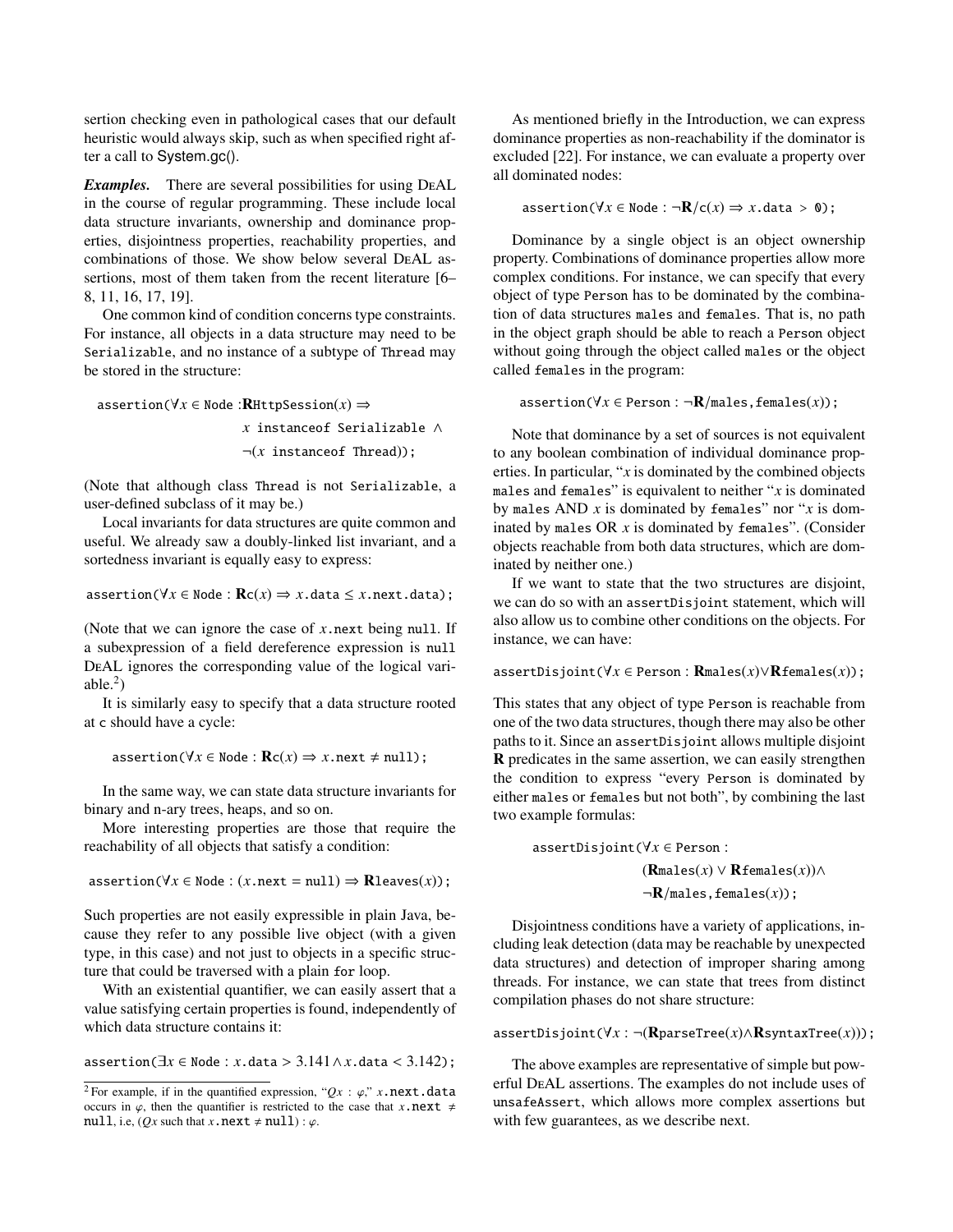sertion checking even in pathological cases that our default heuristic would always skip, such as when specified right after a call to System.gc().

***Examples.*** There are several possibilities for using DEAL in the course of regular programming. These include local data structure invariants, ownership and dominance properties, disjointness properties, reachability properties, and combinations of those. We show below several DEAL assertions, most of them taken from the recent literature [6–8, 11, 16, 17, 19].

One common kind of condition concerns type constraints. For instance, all objects in a data structure may need to be `Serializable`, and no instance of a subtype of `Thread` may be stored in the structure:

$$\texttt{assertion}(\forall x \in \texttt{Node} : \mathbf{R}\texttt{HttpSession}(x) \Rightarrow x \ \texttt{instanceof Serializable} \wedge \neg(x \ \texttt{instanceof Thread}));$$

(Note that although class `Thread` is not `Serializable`, a user-defined subclass of it may be.)

Local invariants for data structures are quite common and useful. We already saw a doubly-linked list invariant, and a sortedness invariant is equally easy to express:

$$\texttt{assertion}(\forall x \in \texttt{Node} : \mathbf{R}\texttt{c}(x) \Rightarrow x\texttt{.data} \leq x\texttt{.next.data});$$

(Note that we can ignore the case of $x$`.next` being `null`. If a subexpression of a field dereference expression is `null` DEAL ignores the corresponding value of the logical variable.[2])

It is similarly easy to specify that a data structure rooted at `c` should have a cycle:

$$\texttt{assertion}(\forall x \in \texttt{Node} : \mathbf{R}\texttt{c}(x) \Rightarrow x\texttt{.next} \neq \texttt{null});$$

In the same way, we can state data structure invariants for binary and n-ary trees, heaps, and so on.

More interesting properties are those that require the reachability of all objects that satisfy a condition:

$$\texttt{assertion}(\forall x \in \texttt{Node} : (x\texttt{.next} = \texttt{null}) \Rightarrow \mathbf{R}\texttt{leaves}(x));$$

Such properties are not easily expressible in plain Java, because they refer to any possible live object (with a given type, in this case) and not just to objects in a specific structure that could be traversed with a plain `for` loop.

With an existential quantifier, we can easily assert that a value satisfying certain properties is found, independently of which data structure contains it:

$$\texttt{assertion}(\exists x \in \texttt{Node} : x\texttt{.data} > 3.141 \wedge x\texttt{.data} < 3.142);$$

[2] For example, if in the quantified expression, "$Qx : \varphi$," $x$`.next.data` occurs in $\varphi$, then the quantifier is restricted to the case that $x$`.next` $\neq$ `null`, i.e, ($Qx$ such that $x$`.next` $\neq$ `null`) : $\varphi$.

As mentioned briefly in the Introduction, we can express dominance properties as non-reachability if the dominator is excluded [22]. For instance, we can evaluate a property over all dominated nodes:

$$\texttt{assertion}(\forall x \in \texttt{Node} : \neg\mathbf{R}/\texttt{c}(x) \Rightarrow x\texttt{.data > 0});$$

Dominance by a single object is an object ownership property. Combinations of dominance properties allow more complex conditions. For instance, we can specify that every object of type `Person` has to be dominated by the combination of data structures `males` and `females`. That is, no path in the object graph should be able to reach a `Person` object without going through the object called `males` or the object called `females` in the program:

$$\texttt{assertion}(\forall x \in \texttt{Person} : \neg\mathbf{R}/\texttt{males,females}(x));$$

Note that dominance by a set of sources is not equivalent to any boolean combination of individual dominance properties. In particular, "$x$ is dominated by the combined objects `males` and `females`" is equivalent to neither "$x$ is dominated by `males` AND $x$ is dominated by `females`" nor "$x$ is dominated by `males` OR $x$ is dominated by `females`". (Consider objects reachable from both data structures, which are dominated by neither one.)

If we want to state that the two structures are disjoint, we can do so with an `assertDisjoint` statement, which will also allow us to combine other conditions on the objects. For instance, we can have:

$$\texttt{assertDisjoint}(\forall x \in \texttt{Person} : \mathbf{R}\texttt{males}(x) \vee \mathbf{R}\texttt{females}(x));$$

This states that any object of type `Person` is reachable from one of the two data structures, though there may also be other paths to it. Since an `assertDisjoint` allows multiple disjoint **R** predicates in the same assertion, we can easily strengthen the condition to express "every `Person` is dominated by either `males` or `females` but not both", by combining the last two example formulas:

$$\texttt{assertDisjoint}(\forall x \in \texttt{Person} : (\mathbf{R}\texttt{males}(x) \vee \mathbf{R}\texttt{females}(x)) \wedge \neg\mathbf{R}/\texttt{males,females}(x));$$

Disjointness conditions have a variety of applications, including leak detection (data may be reachable by unexpected data structures) and detection of improper sharing among threads. For instance, we can state that trees from distinct compilation phases do not share structure:

$$\texttt{assertDisjoint}(\forall x : \neg(\mathbf{R}\texttt{parseTree}(x) \wedge \mathbf{R}\texttt{syntaxTree}(x)));$$

The above examples are representative of simple but powerful DEAL assertions. The examples do not include uses of `unsafeAssert`, which allows more complex assertions but with few guarantees, as we describe next.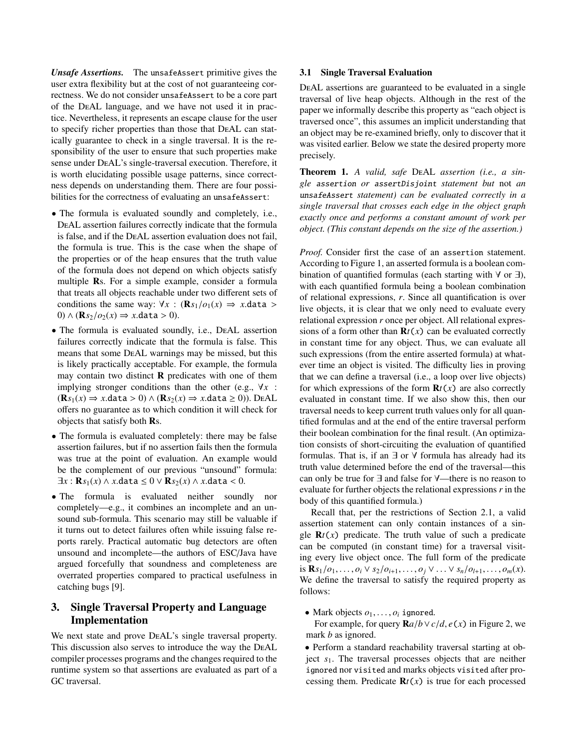***Unsafe Assertions.*** The unsafeAssert primitive gives the user extra flexibility but at the cost of not guaranteeing correctness. We do not consider unsafeAssert to be a core part of the DeAL language, and we have not used it in practice. Nevertheless, it represents an escape clause for the user to specify richer properties than those that DeAL can statically guarantee to check in a single traversal. It is the responsibility of the user to ensure that such properties make sense under DeAL's single-traversal execution. Therefore, it is worth elucidating possible usage patterns, since correctness depends on understanding them. There are four possibilities for the correctness of evaluating an unsafeAssert:

- The formula is evaluated soundly and completely, i.e., DeAL assertion failures correctly indicate that the formula is false, and if the DeAL assertion evaluation does not fail, the formula is true. This is the case when the shape of the properties or of the heap ensures that the truth value of the formula does not depend on which objects satisfy multiple **R**s. For a simple example, consider a formula that treats all objects reachable under two different sets of conditions the same way: $\forall x : (\mathbf{R}s_1/o_1(x) \Rightarrow x.\mathtt{data} > 0) \wedge (\mathbf{R}s_2/o_2(x) \Rightarrow x.\mathtt{data} > 0)$.
- The formula is evaluated soundly, i.e., DeAL assertion failures correctly indicate that the formula is false. This means that some DeAL warnings may be missed, but this is likely practically acceptable. For example, the formula may contain two distinct **R** predicates with one of them implying stronger conditions than the other (e.g., $\forall x : (\mathbf{R}s_1(x) \Rightarrow x.\mathtt{data} > 0) \wedge (\mathbf{R}s_2(x) \Rightarrow x.\mathtt{data} \geq 0)$). DeAL offers no guarantee as to which condition it will check for objects that satisfy both **R**s.
- The formula is evaluated completely: there may be false assertion failures, but if no assertion fails then the formula was true at the point of evaluation. An example would be the complement of our previous "unsound" formula: $\exists x : \mathbf{R}s_1(x) \wedge x.\mathtt{data} \leq 0 \vee \mathbf{R}s_2(x) \wedge x.\mathtt{data} < 0$.
- The formula is evaluated neither soundly nor completely—e.g., it combines an incomplete and an unsound sub-formula. This scenario may still be valuable if it turns out to detect failures often while issuing false reports rarely. Practical automatic bug detectors are often unsound and incomplete—the authors of ESC/Java have argued forcefully that soundness and completeness are overrated properties compared to practical usefulness in catching bugs [9].

## 3. Single Traversal Property and Language Implementation

We next state and prove DeAL's single traversal property. This discussion also serves to introduce the way the DeAL compiler processes programs and the changes required to the runtime system so that assertions are evaluated as part of a GC traversal.

### 3.1 Single Traversal Evaluation

DeAL assertions are guaranteed to be evaluated in a single traversal of live heap objects. Although in the rest of the paper we informally describe this property as "each object is traversed once", this assumes an implicit understanding that an object may be re-examined briefly, only to discover that it was visited earlier. Below we state the desired property more precisely.

**Theorem 1.** *A valid, safe* DeAL *assertion (i.e., a single* assertion *or* assertDisjoint *statement but* not *an* unsafeAssert *statement) can be evaluated correctly in a single traversal that crosses each edge in the object graph exactly once and performs a constant amount of work per object. (This constant depends on the size of the assertion.)*

*Proof.* Consider first the case of an assertion statement. According to Figure 1, an asserted formula is a boolean combination of quantified formulas (each starting with $\forall$ or $\exists$), with each quantified formula being a boolean combination of relational expressions, $r$. Since all quantification is over live objects, it is clear that we only need to evaluate every relational expression $r$ once per object. All relational expressions of a form other than $\mathbf{R}t(x)$ can be evaluated correctly in constant time for any object. Thus, we can evaluate all such expressions (from the entire asserted formula) at whatever time an object is visited. The difficulty lies in proving that we can define a traversal (i.e., a loop over live objects) for which expressions of the form $\mathbf{R}t(x)$ are also correctly evaluated in constant time. If we also show this, then our traversal needs to keep current truth values only for all quantified formulas and at the end of the entire traversal perform their boolean combination for the final result. (An optimization consists of short-circuiting the evaluation of quantified formulas. That is, if an $\exists$ or $\forall$ formula has already had its truth value determined before the end of the traversal—this can only be true for $\exists$ and false for $\forall$—there is no reason to evaluate for further objects the relational expressions $r$ in the body of this quantified formula.)

Recall that, per the restrictions of Section 2.1, a valid assertion statement can only contain instances of a single $\mathbf{R}t(x)$ predicate. The truth value of such a predicate can be computed (in constant time) for a traversal visiting every live object once. The full form of the predicate is $\mathbf{R}s_1/o_1, \ldots, o_i \vee s_2/o_{i+1}, \ldots, o_j \vee \ldots \vee s_n/o_{l+1}, \ldots, o_m(x)$. We define the traversal to satisfy the required property as follows:

- Mark objects $o_1, \ldots, o_i$ ignored.

  For example, for query $\mathbf{R}a/b \vee c/d, e(x)$ in Figure 2, we mark $b$ as ignored.

- Perform a standard reachability traversal starting at object $s_1$. The traversal processes objects that are neither ignored nor visited and marks objects visited after processing them. Predicate $\mathbf{R}t(x)$ is true for each processed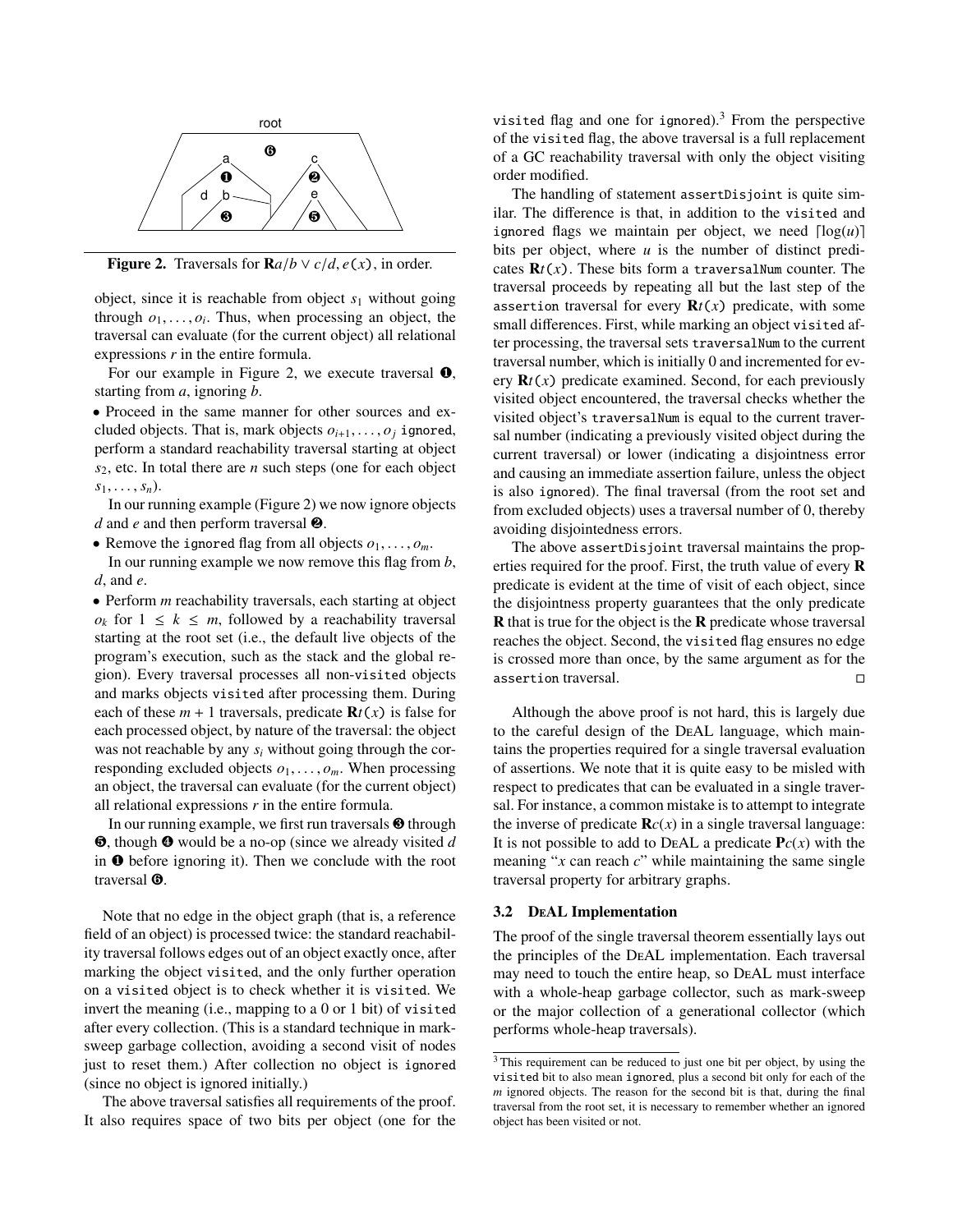Figure 2. Traversals for $\mathbf{R}a/b \vee c/d, e(x)$, in order.

object, since it is reachable from object $s_1$ without going through $o_1, \ldots, o_i$. Thus, when processing an object, the traversal can evaluate (for the current object) all relational expressions $r$ in the entire formula.

For our example in Figure 2, we execute traversal ❶, starting from $a$, ignoring $b$.

- Proceed in the same manner for other sources and excluded objects. That is, mark objects $o_{i+1}, \ldots, o_j$ `ignored`, perform a standard reachability traversal starting at object $s_2$, etc. In total there are $n$ such steps (one for each object $s_1, \ldots, s_n$).

  In our running example (Figure 2) we now ignore objects $d$ and $e$ and then perform traversal ❷.

- Remove the `ignored` flag from all objects $o_1, \ldots, o_m$.

  In our running example we now remove this flag from $b$, $d$, and $e$.

- Perform $m$ reachability traversals, each starting at object $o_k$ for $1 \le k \le m$, followed by a reachability traversal starting at the root set (i.e., the default live objects of the program's execution, such as the stack and the global region). Every traversal processes all non-`visited` objects and marks objects `visited` after processing them. During each of these $m+1$ traversals, predicate $\mathbf{R}t(x)$ is false for each processed object, by nature of the traversal: the object was not reachable by any $s_i$ without going through the corresponding excluded objects $o_1, \ldots, o_m$. When processing an object, the traversal can evaluate (for the current object) all relational expressions $r$ in the entire formula.

  In our running example, we first run traversals ❸ through ❺, though ❹ would be a no-op (since we already visited $d$ in ❶ before ignoring it). Then we conclude with the root traversal ❻.

Note that no edge in the object graph (that is, a reference field of an object) is processed twice: the standard reachability traversal follows edges out of an object exactly once, after marking the object `visited`, and the only further operation on a `visited` object is to check whether it is `visited`. We invert the meaning (i.e., mapping to a 0 or 1 bit) of `visited` after every collection. (This is a standard technique in mark-sweep garbage collection, avoiding a second visit of nodes just to reset them.) After collection no object is `ignored` (since no object is ignored initially.)

The above traversal satisfies all requirements of the proof. It also requires space of two bits per object (one for the `visited` flag and one for `ignored`).[3] From the perspective of the `visited` flag, the above traversal is a full replacement of a GC reachability traversal with only the object visiting order modified.

The handling of statement `assertDisjoint` is quite similar. The difference is that, in addition to the `visited` and `ignored` flags we maintain per object, we need $\lceil \log(u) \rceil$ bits per object, where $u$ is the number of distinct predicates $\mathbf{R}t(x)$. These bits form a `traversalNum` counter. The traversal proceeds by repeating all but the last step of the `assertion` traversal for every $\mathbf{R}t(x)$ predicate, with some small differences. First, while marking an object `visited` after processing, the traversal sets `traversalNum` to the current traversal number, which is initially 0 and incremented for every $\mathbf{R}t(x)$ predicate examined. Second, for each previously visited object encountered, the traversal checks whether the visited object's `traversalNum` is equal to the current traversal number (indicating a previously visited object during the current traversal) or lower (indicating a disjointness error and causing an immediate assertion failure, unless the object is also `ignored`). The final traversal (from the root set and from excluded objects) uses a traversal number of 0, thereby avoiding disjointedness errors.

The above `assertDisjoint` traversal maintains the properties required for the proof. First, the truth value of every $\mathbf{R}$ predicate is evident at the time of visit of each object, since the disjointness property guarantees that the only predicate $\mathbf{R}$ that is true for the object is the $\mathbf{R}$ predicate whose traversal reaches the object. Second, the `visited` flag ensures no edge is crossed more than once, by the same argument as for the `assertion` traversal. □

Although the above proof is not hard, this is largely due to the careful design of the DeAL language, which maintains the properties required for a single traversal evaluation of assertions. We note that it is quite easy to be misled with respect to predicates that can be evaluated in a single traversal. For instance, a common mistake is to attempt to integrate the inverse of predicate $\mathbf{R}c(x)$ in a single traversal language: It is not possible to add to DeAL a predicate $\mathbf{P}c(x)$ with the meaning "$x$ can reach $c$" while maintaining the same single traversal property for arbitrary graphs.

### 3.2 DeAL Implementation

The proof of the single traversal theorem essentially lays out the principles of the DeAL implementation. Each traversal may need to touch the entire heap, so DeAL must interface with a whole-heap garbage collector, such as mark-sweep or the major collection of a generational collector (which performs whole-heap traversals).

[3] This requirement can be reduced to just one bit per object, by using the `visited` bit to also mean `ignored`, plus a second bit only for each of the $m$ ignored objects. The reason for the second bit is that, during the final traversal from the root set, it is necessary to remember whether an ignored object has been visited or not.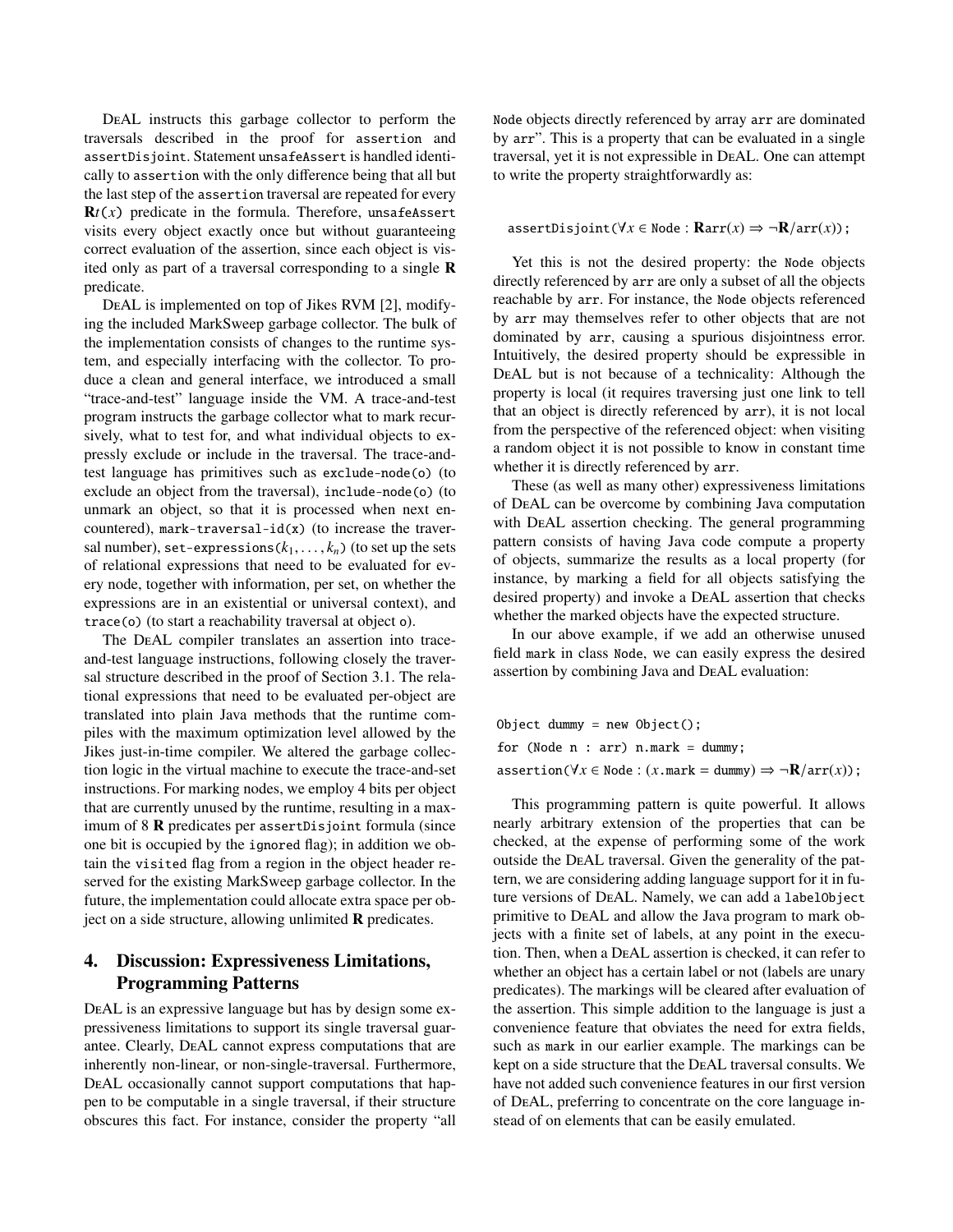DeAL instructs this garbage collector to perform the traversals described in the proof for `assertion` and `assertDisjoint`. Statement `unsafeAssert` is handled identically to `assertion` with the only difference being that all but the last step of the `assertion` traversal are repeated for every $\mathbf{R}t(x)$ predicate in the formula. Therefore, `unsafeAssert` visits every object exactly once but without guaranteeing correct evaluation of the assertion, since each object is visited only as part of a traversal corresponding to a single **R** predicate.

DeAL is implemented on top of Jikes RVM [2], modifying the included MarkSweep garbage collector. The bulk of the implementation consists of changes to the runtime system, and especially interfacing with the collector. To produce a clean and general interface, we introduced a small "trace-and-test" language inside the VM. A trace-and-test program instructs the garbage collector what to mark recursively, what to test for, and what individual objects to expressly exclude or include in the traversal. The trace-and-test language has primitives such as `exclude-node(o)` (to exclude an object from the traversal), `include-node(o)` (to unmark an object, so that it is processed when next encountered), `mark-traversal-id(x)` (to increase the traversal number), `set-expressions(`$k_1, \ldots, k_n$`)` (to set up the sets of relational expressions that need to be evaluated for every node, together with information, per set, on whether the expressions are in an existential or universal context), and `trace(o)` (to start a reachability traversal at object `o`).

The DeAL compiler translates an assertion into trace-and-test language instructions, following closely the traversal structure described in the proof of Section 3.1. The relational expressions that need to be evaluated per-object are translated into plain Java methods that the runtime compiles with the maximum optimization level allowed by the Jikes just-in-time compiler. We altered the garbage collection logic in the virtual machine to execute the trace-and-set instructions. For marking nodes, we employ 4 bits per object that are currently unused by the runtime, resulting in a maximum of 8 **R** predicates per `assertDisjoint` formula (since one bit is occupied by the `ignored` flag); in addition we obtain the `visited` flag from a region in the object header reserved for the existing MarkSweep garbage collector. In the future, the implementation could allocate extra space per object on a side structure, allowing unlimited **R** predicates.

## 4. Discussion: Expressiveness Limitations, Programming Patterns

DeAL is an expressive language but has by design some expressiveness limitations to support its single traversal guarantee. Clearly, DeAL cannot express computations that are inherently non-linear, or non-single-traversal. Furthermore, DeAL occasionally cannot support computations that happen to be computable in a single traversal, if their structure obscures this fact. For instance, consider the property "all `Node` objects directly referenced by array `arr` are dominated by `arr`". This is a property that can be evaluated in a single traversal, yet it is not expressible in DeAL. One can attempt to write the property straightforwardly as:

`assertDisjoint(`$\forall x \in$ `Node` $: \mathbf{R}\texttt{arr}(x) \Rightarrow \neg\mathbf{R}/\texttt{arr}(x)$`);`

Yet this is not the desired property: the `Node` objects directly referenced by `arr` are only a subset of all the objects reachable by `arr`. For instance, the `Node` objects referenced by `arr` may themselves refer to other objects that are not dominated by `arr`, causing a spurious disjointness error. Intuitively, the desired property should be expressible in DeAL but is not because of a technicality: Although the property is local (it requires traversing just one link to tell that an object is directly referenced by `arr`), it is not local from the perspective of the referenced object: when visiting a random object it is not possible to know in constant time whether it is directly referenced by `arr`.

These (as well as many other) expressiveness limitations of DeAL can be overcome by combining Java computation with DeAL assertion checking. The general programming pattern consists of having Java code compute a property of objects, summarize the results as a local property (for instance, by marking a field for all objects satisfying the desired property) and invoke a DeAL assertion that checks whether the marked objects have the expected structure.

In our above example, if we add an otherwise unused field `mark` in class `Node`, we can easily express the desired assertion by combining Java and DeAL evaluation:

```
Object dummy = new Object();
for (Node n : arr) n.mark = dummy;
assertion(∀x ∈ Node : (x.mark = dummy) ⇒ ¬R/arr(x));
```

This programming pattern is quite powerful. It allows nearly arbitrary extension of the properties that can be checked, at the expense of performing some of the work outside the DeAL traversal. Given the generality of the pattern, we are considering adding language support for it in future versions of DeAL. Namely, we can add a `labelObject` primitive to DeAL and allow the Java program to mark objects with a finite set of labels, at any point in the execution. Then, when a DeAL assertion is checked, it can refer to whether an object has a certain label or not (labels are unary predicates). The markings will be cleared after evaluation of the assertion. This simple addition to the language is just a convenience feature that obviates the need for extra fields, such as `mark` in our earlier example. The markings can be kept on a side structure that the DeAL traversal consults. We have not added such convenience features in our first version of DeAL, preferring to concentrate on the core language instead of on elements that can be easily emulated.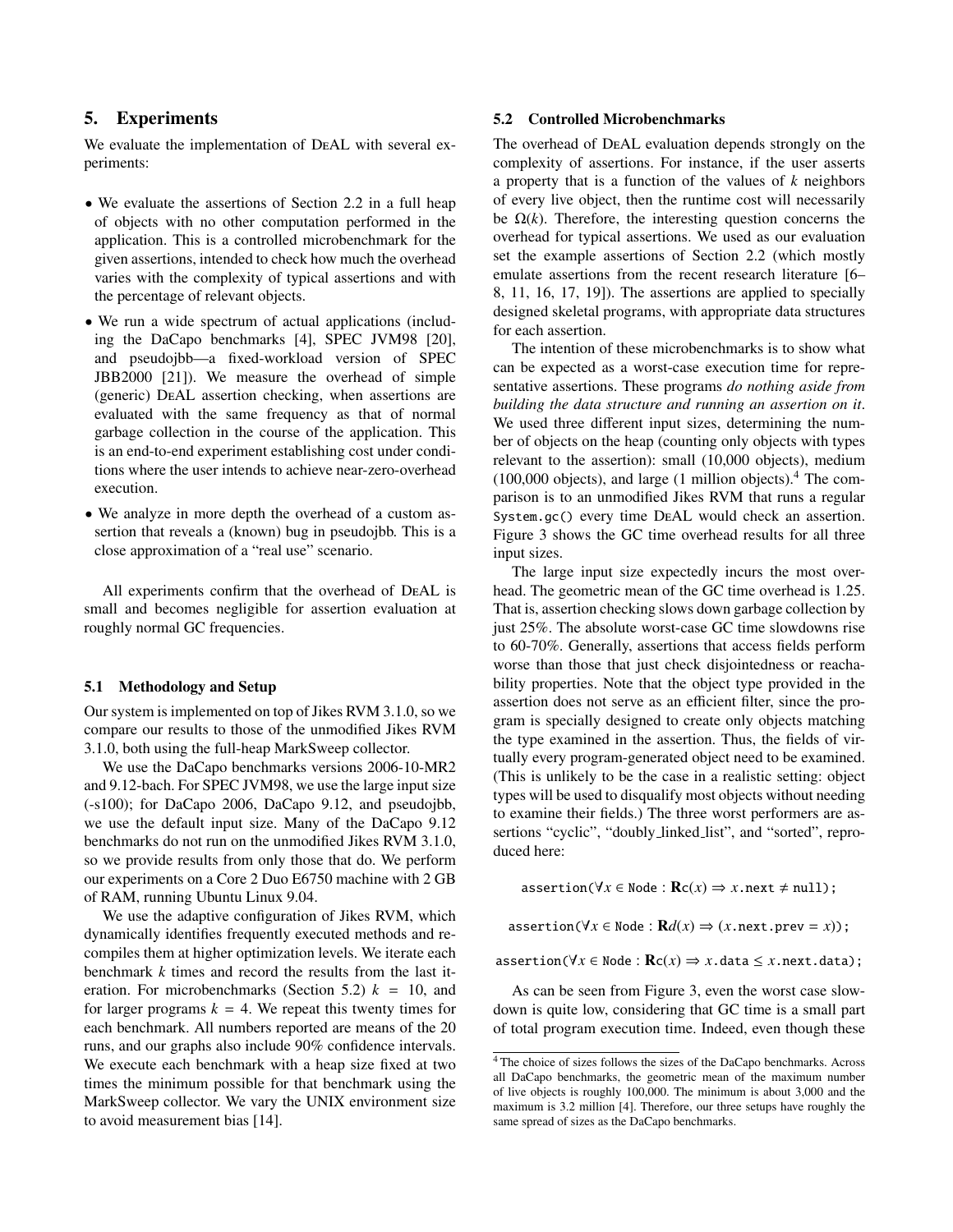## 5. Experiments

We evaluate the implementation of DeAL with several experiments:

- We evaluate the assertions of Section 2.2 in a full heap of objects with no other computation performed in the application. This is a controlled microbenchmark for the given assertions, intended to check how much the overhead varies with the complexity of typical assertions and with the percentage of relevant objects.
- We run a wide spectrum of actual applications (including the DaCapo benchmarks [4], SPEC JVM98 [20], and pseudojbb—a fixed-workload version of SPEC JBB2000 [21]). We measure the overhead of simple (generic) DeAL assertion checking, when assertions are evaluated with the same frequency as that of normal garbage collection in the course of the application. This is an end-to-end experiment establishing cost under conditions where the user intends to achieve near-zero-overhead execution.
- We analyze in more depth the overhead of a custom assertion that reveals a (known) bug in pseudojbb. This is a close approximation of a "real use" scenario.

All experiments confirm that the overhead of DeAL is small and becomes negligible for assertion evaluation at roughly normal GC frequencies.

### 5.1 Methodology and Setup

Our system is implemented on top of Jikes RVM 3.1.0, so we compare our results to those of the unmodified Jikes RVM 3.1.0, both using the full-heap MarkSweep collector.

We use the DaCapo benchmarks versions 2006-10-MR2 and 9.12-bach. For SPEC JVM98, we use the large input size (-s100); for DaCapo 2006, DaCapo 9.12, and pseudojbb, we use the default input size. Many of the DaCapo 9.12 benchmarks do not run on the unmodified Jikes RVM 3.1.0, so we provide results from only those that do. We perform our experiments on a Core 2 Duo E6750 machine with 2 GB of RAM, running Ubuntu Linux 9.04.

We use the adaptive configuration of Jikes RVM, which dynamically identifies frequently executed methods and recompiles them at higher optimization levels. We iterate each benchmark $k$ times and record the results from the last iteration. For microbenchmarks (Section 5.2) $k = 10$, and for larger programs $k = 4$. We repeat this twenty times for each benchmark. All numbers reported are means of the 20 runs, and our graphs also include 90% confidence intervals. We execute each benchmark with a heap size fixed at two times the minimum possible for that benchmark using the MarkSweep collector. We vary the UNIX environment size to avoid measurement bias [14].

### 5.2 Controlled Microbenchmarks

The overhead of DeAL evaluation depends strongly on the complexity of assertions. For instance, if the user asserts a property that is a function of the values of $k$ neighbors of every live object, then the runtime cost will necessarily be $\Omega(k)$. Therefore, the interesting question concerns the overhead for typical assertions. We used as our evaluation set the example assertions of Section 2.2 (which mostly emulate assertions from the recent research literature [6–8, 11, 16, 17, 19]). The assertions are applied to specially designed skeletal programs, with appropriate data structures for each assertion.

The intention of these microbenchmarks is to show what can be expected as a worst-case execution time for representative assertions. These programs *do nothing aside from building the data structure and running an assertion on it*. We used three different input sizes, determining the number of objects on the heap (counting only objects with types relevant to the assertion): small (10,000 objects), medium (100,000 objects), and large (1 million objects).[4] The comparison is to an unmodified Jikes RVM that runs a regular `System.gc()` every time DeAL would check an assertion. Figure 3 shows the GC time overhead results for all three input sizes.

The large input size expectedly incurs the most overhead. The geometric mean of the GC time overhead is 1.25. That is, assertion checking slows down garbage collection by just 25%. The absolute worst-case GC time slowdowns rise to 60-70%. Generally, assertions that access fields perform worse than those that just check disjointedness or reachability properties. Note that the object type provided in the assertion does not serve as an efficient filter, since the program is specially designed to create only objects matching the type examined in the assertion. Thus, the fields of virtually every program-generated object need to be examined. (This is unlikely to be the case in a realistic setting: object types will be used to disqualify most objects without needing to examine their fields.) The three worst performers are assertions "cyclic", "doubly_linked_list", and "sorted", reproduced here:

$$\texttt{assertion}(\forall x \in \texttt{Node} : \mathbf{R}c(x) \Rightarrow x.\texttt{next} \neq \texttt{null});$$

$$\texttt{assertion}(\forall x \in \texttt{Node} : \mathbf{R}d(x) \Rightarrow (x.\texttt{next.prev} = x));$$

$$\texttt{assertion}(\forall x \in \texttt{Node} : \mathbf{R}c(x) \Rightarrow x.\texttt{data} \leq x.\texttt{next.data});$$

As can be seen from Figure 3, even the worst case slowdown is quite low, considering that GC time is a small part of total program execution time. Indeed, even though these

[4] The choice of sizes follows the sizes of the DaCapo benchmarks. Across all DaCapo benchmarks, the geometric mean of the maximum number of live objects is roughly 100,000. The minimum is about 3,000 and the maximum is 3.2 million [4]. Therefore, our three setups have roughly the same spread of sizes as the DaCapo benchmarks.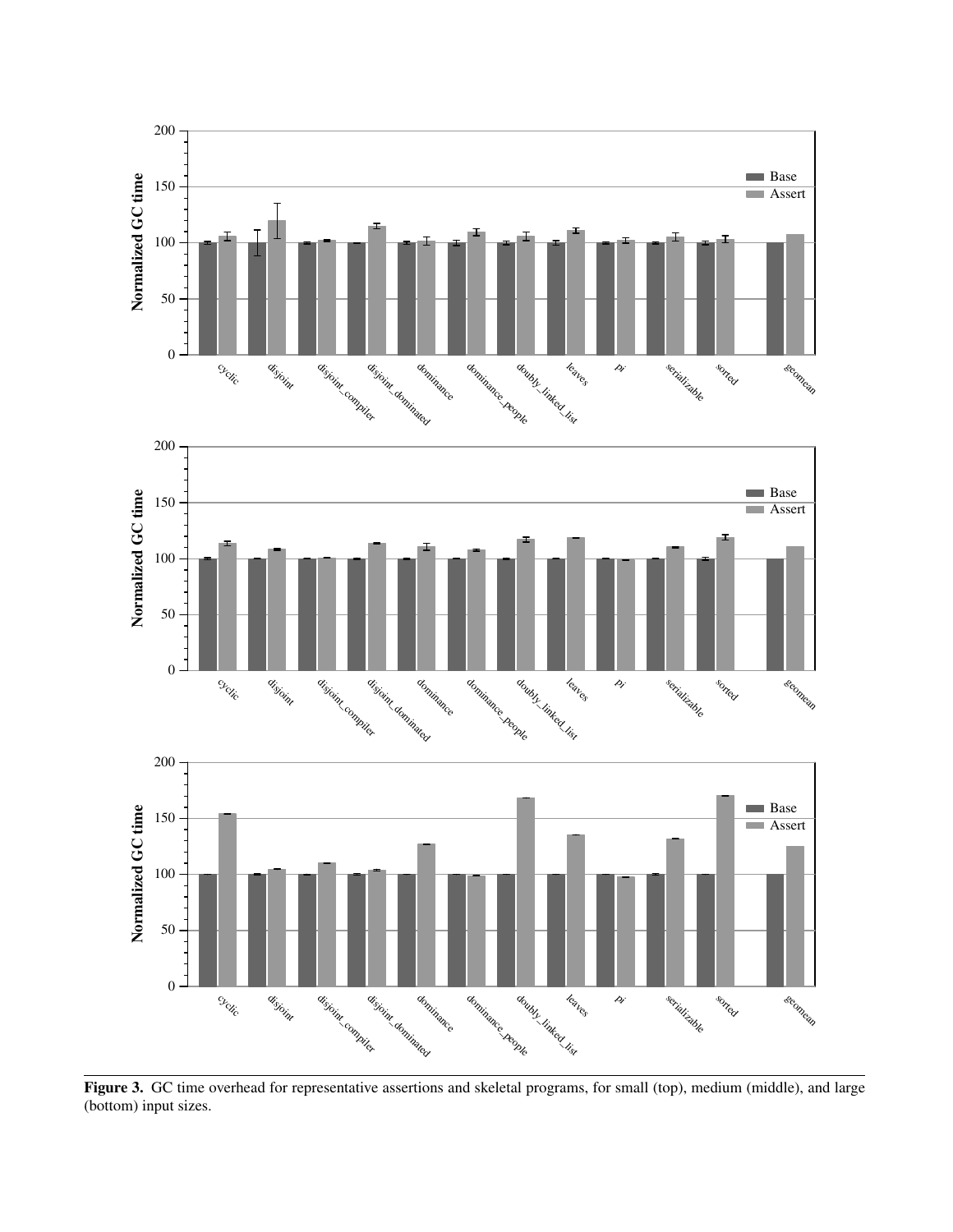Figure 3. GC time overhead for representative assertions and skeletal programs, for small (top), medium (middle), and large (bottom) input sizes.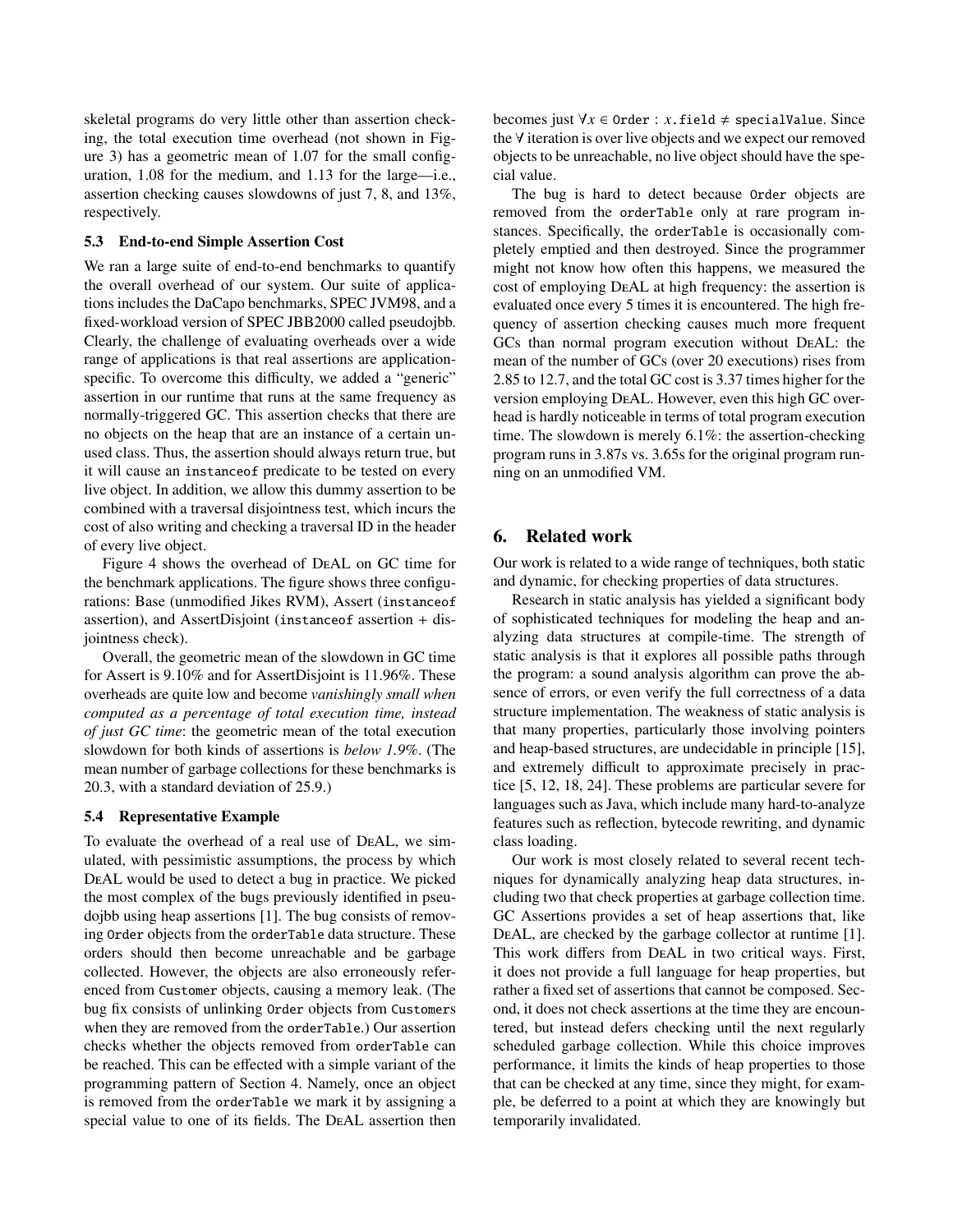skeletal programs do very little other than assertion checking, the total execution time overhead (not shown in Figure 3) has a geometric mean of 1.07 for the small configuration, 1.08 for the medium, and 1.13 for the large—i.e., assertion checking causes slowdowns of just 7, 8, and 13%, respectively.

### 5.3 End-to-end Simple Assertion Cost

We ran a large suite of end-to-end benchmarks to quantify the overall overhead of our system. Our suite of applications includes the DaCapo benchmarks, SPEC JVM98, and a fixed-workload version of SPEC JBB2000 called pseudojbb. Clearly, the challenge of evaluating overheads over a wide range of applications is that real assertions are application-specific. To overcome this difficulty, we added a "generic" assertion in our runtime that runs at the same frequency as normally-triggered GC. This assertion checks that there are no objects on the heap that are an instance of a certain unused class. Thus, the assertion should always return true, but it will cause an `instanceof` predicate to be tested on every live object. In addition, we allow this dummy assertion to be combined with a traversal disjointness test, which incurs the cost of also writing and checking a traversal ID in the header of every live object.

Figure 4 shows the overhead of DeAL on GC time for the benchmark applications. The figure shows three configurations: Base (unmodified Jikes RVM), Assert (`instanceof` assertion), and AssertDisjoint (`instanceof` assertion + disjointness check).

Overall, the geometric mean of the slowdown in GC time for Assert is 9.10% and for AssertDisjoint is 11.96%. These overheads are quite low and become *vanishingly small when computed as a percentage of total execution time, instead of just GC time*: the geometric mean of the total execution slowdown for both kinds of assertions is *below 1.9%*. (The mean number of garbage collections for these benchmarks is 20.3, with a standard deviation of 25.9.)

### 5.4 Representative Example

To evaluate the overhead of a real use of DeAL, we simulated, with pessimistic assumptions, the process by which DeAL would be used to detect a bug in practice. We picked the most complex of the bugs previously identified in pseudojbb using heap assertions [1]. The bug consists of removing `Order` objects from the `orderTable` data structure. These orders should then become unreachable and be garbage collected. However, the objects are also erroneously referenced from `Customer` objects, causing a memory leak. (The bug fix consists of unlinking `Order` objects from `Customers` when they are removed from the `orderTable`.) Our assertion checks whether the objects removed from `orderTable` can be reached. This can be effected with a simple variant of the programming pattern of Section 4. Namely, once an object is removed from the `orderTable` we mark it by assigning a special value to one of its fields. The DeAL assertion then becomes just $\forall x \in$ `Order` : $x$`.field` $\neq$ `specialValue`. Since the $\forall$ iteration is over live objects and we expect our removed objects to be unreachable, no live object should have the special value.

The bug is hard to detect because `Order` objects are removed from the `orderTable` only at rare program instances. Specifically, the `orderTable` is occasionally completely emptied and then destroyed. Since the programmer might not know how often this happens, we measured the cost of employing DeAL at high frequency: the assertion is evaluated once every 5 times it is encountered. The high frequency of assertion checking causes much more frequent GCs than normal program execution without DeAL: the mean of the number of GCs (over 20 executions) rises from 2.85 to 12.7, and the total GC cost is 3.37 times higher for the version employing DeAL. However, even this high GC overhead is hardly noticeable in terms of total program execution time. The slowdown is merely 6.1%: the assertion-checking program runs in 3.87s vs. 3.65s for the original program running on an unmodified VM.

## 6. Related work

Our work is related to a wide range of techniques, both static and dynamic, for checking properties of data structures.

Research in static analysis has yielded a significant body of sophisticated techniques for modeling the heap and analyzing data structures at compile-time. The strength of static analysis is that it explores all possible paths through the program: a sound analysis algorithm can prove the absence of errors, or even verify the full correctness of a data structure implementation. The weakness of static analysis is that many properties, particularly those involving pointers and heap-based structures, are undecidable in principle [15], and extremely difficult to approximate precisely in practice [5, 12, 18, 24]. These problems are particular severe for languages such as Java, which include many hard-to-analyze features such as reflection, bytecode rewriting, and dynamic class loading.

Our work is most closely related to several recent techniques for dynamically analyzing heap data structures, including two that check properties at garbage collection time. GC Assertions provides a set of heap assertions that, like DeAL, are checked by the garbage collector at runtime [1]. This work differs from DeAL in two critical ways. First, it does not provide a full language for heap properties, but rather a fixed set of assertions that cannot be composed. Second, it does not check assertions at the time they are encountered, but instead defers checking until the next regularly scheduled garbage collection. While this choice improves performance, it limits the kinds of heap properties to those that can be checked at any time, since they might, for example, be deferred to a point at which they are knowingly but temporarily invalidated.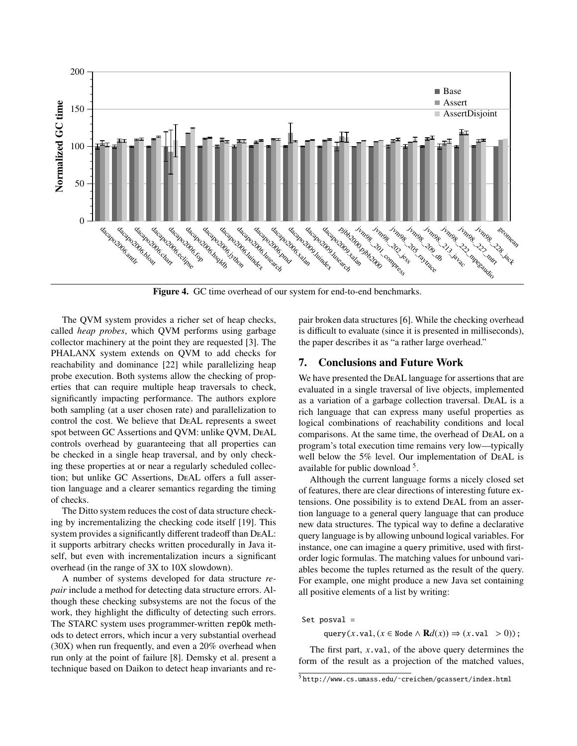Figure 4. GC time overhead of our system for end-to-end benchmarks.

The QVM system provides a richer set of heap checks, called *heap probes*, which QVM performs using garbage collector machinery at the point they are requested [3]. The PHALANX system extends on QVM to add checks for reachability and dominance [22] while parallelizing heap probe execution. Both systems allow the checking of properties that can require multiple heap traversals to check, significantly impacting performance. The authors explore both sampling (at a user chosen rate) and parallelization to control the cost. We believe that DeAL represents a sweet spot between GC Assertions and QVM: unlike QVM, DeAL controls overhead by guaranteeing that all properties can be checked in a single heap traversal, and by only checking these properties at or near a regularly scheduled collection; but unlike GC Assertions, DeAL offers a full assertion language and a clearer semantics regarding the timing of checks.

The Ditto system reduces the cost of data structure checking by incrementalizing the checking code itself [19]. This system provides a significantly different tradeoff than DeAL: it supports arbitrary checks written procedurally in Java itself, but even with incrementalization incurs a significant overhead (in the range of 3X to 10X slowdown).

A number of systems developed for data structure *repair* include a method for detecting data structure errors. Although these checking subsystems are not the focus of the work, they highlight the difficulty of detecting such errors. The STARC system uses programmer-written `repOk` methods to detect errors, which incur a very substantial overhead (30X) when run frequently, and even a 20% overhead when run only at the point of failure [8]. Demsky et al. present a technique based on Daikon to detect heap invariants and repair broken data structures [6]. While the checking overhead is difficult to evaluate (since it is presented in milliseconds), the paper describes it as "a rather large overhead."

## 7. Conclusions and Future Work

We have presented the DeAL language for assertions that are evaluated in a single traversal of live objects, implemented as a variation of a garbage collection traversal. DeAL is a rich language that can express many useful properties as logical combinations of reachability conditions and local comparisons. At the same time, the overhead of DeAL on a program's total execution time remains very low—typically well below the 5% level. Our implementation of DeAL is available for public download [5].

Although the current language forms a nicely closed set of features, there are clear directions of interesting future extensions. One possibility is to extend DeAL from an assertion language to a general query language that can produce new data structures. The typical way to define a declarative query language is by allowing unbound logical variables. For instance, one can imagine a `query` primitive, used with first-order logic formulas. The matching values for unbound variables become the tuples returned as the result of the query. For example, one might produce a new Java set containing all positive elements of a list by writing:

```
Set posval =
    query(x.val, (x ∈ Node ∧ Rd(x)) ⇒ (x.val > 0));
```

The first part, $x$.val, of the above query determines the form of the result as a projection of the matched values,

[5] http://www.cs.umass.edu/~creichen/gcassert/index.html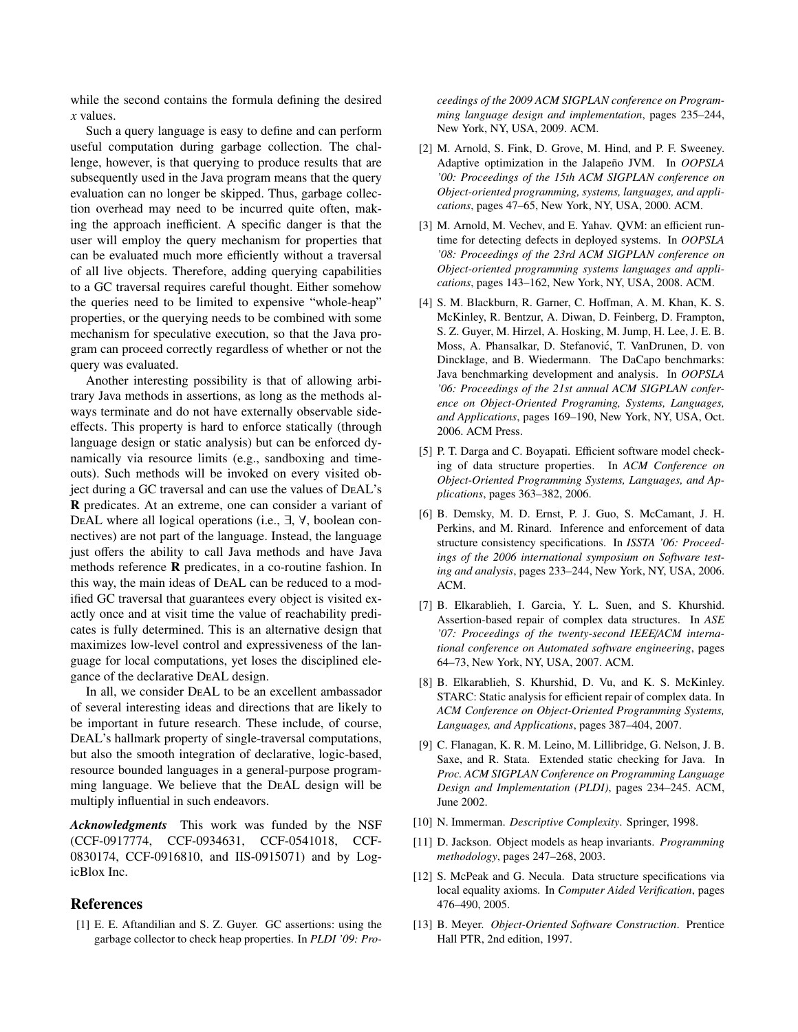while the second contains the formula defining the desired $x$ values.

Such a query language is easy to define and can perform useful computation during garbage collection. The challenge, however, is that querying to produce results that are subsequently used in the Java program means that the query evaluation can no longer be skipped. Thus, garbage collection overhead may need to be incurred quite often, making the approach inefficient. A specific danger is that the user will employ the query mechanism for properties that can be evaluated much more efficiently without a traversal of all live objects. Therefore, adding querying capabilities to a GC traversal requires careful thought. Either somehow the queries need to be limited to expensive "whole-heap" properties, or the querying needs to be combined with some mechanism for speculative execution, so that the Java program can proceed correctly regardless of whether or not the query was evaluated.

Another interesting possibility is that of allowing arbitrary Java methods in assertions, as long as the methods always terminate and do not have externally observable side-effects. This property is hard to enforce statically (through language design or static analysis) but can be enforced dynamically via resource limits (e.g., sandboxing and timeouts). Such methods will be invoked on every visited object during a GC traversal and can use the values of DeAL's **R** predicates. At an extreme, one can consider a variant of DeAL where all logical operations (i.e., ∃, ∀, boolean connectives) are not part of the language. Instead, the language just offers the ability to call Java methods and have Java methods reference **R** predicates, in a co-routine fashion. In this way, the main ideas of DeAL can be reduced to a modified GC traversal that guarantees every object is visited exactly once and at visit time the value of reachability predicates is fully determined. This is an alternative design that maximizes low-level control and expressiveness of the language for local computations, yet loses the disciplined elegance of the declarative DeAL design.

In all, we consider DeAL to be an excellent ambassador of several interesting ideas and directions that are likely to be important in future research. These include, of course, DeAL's hallmark property of single-traversal computations, but also the smooth integration of declarative, logic-based, resource bounded languages in a general-purpose programming language. We believe that the DeAL design will be multiply influential in such endeavors.

***Acknowledgments*** This work was funded by the NSF (CCF-0917774, CCF-0934631, CCF-0541018, CCF-0830174, CCF-0916810, and IIS-0915071) and by LogicBlox Inc.

## References

[1] E. E. Aftandilian and S. Z. Guyer. GC assertions: using the garbage collector to check heap properties. In *PLDI '09: Proceedings of the 2009 ACM SIGPLAN conference on Programming language design and implementation*, pages 235–244, New York, NY, USA, 2009. ACM.

[2] M. Arnold, S. Fink, D. Grove, M. Hind, and P. F. Sweeney. Adaptive optimization in the Jalapeño JVM. In *OOPSLA '00: Proceedings of the 15th ACM SIGPLAN conference on Object-oriented programming, systems, languages, and applications*, pages 47–65, New York, NY, USA, 2000. ACM.

[3] M. Arnold, M. Vechev, and E. Yahav. QVM: an efficient runtime for detecting defects in deployed systems. In *OOPSLA '08: Proceedings of the 23rd ACM SIGPLAN conference on Object-oriented programming systems languages and applications*, pages 143–162, New York, NY, USA, 2008. ACM.

[4] S. M. Blackburn, R. Garner, C. Hoffman, A. M. Khan, K. S. McKinley, R. Bentzur, A. Diwan, D. Feinberg, D. Frampton, S. Z. Guyer, M. Hirzel, A. Hosking, M. Jump, H. Lee, J. E. B. Moss, A. Phansalkar, D. Stefanović, T. VanDrunen, D. von Dincklage, and B. Wiedermann. The DaCapo benchmarks: Java benchmarking development and analysis. In *OOPSLA '06: Proceedings of the 21st annual ACM SIGPLAN conference on Object-Oriented Programing, Systems, Languages, and Applications*, pages 169–190, New York, NY, USA, Oct. 2006. ACM Press.

[5] P. T. Darga and C. Boyapati. Efficient software model checking of data structure properties. In *ACM Conference on Object-Oriented Programming Systems, Languages, and Applications*, pages 363–382, 2006.

[6] B. Demsky, M. D. Ernst, P. J. Guo, S. McCamant, J. H. Perkins, and M. Rinard. Inference and enforcement of data structure consistency specifications. In *ISSTA '06: Proceedings of the 2006 international symposium on Software testing and analysis*, pages 233–244, New York, NY, USA, 2006. ACM.

[7] B. Elkarablieh, I. Garcia, Y. L. Suen, and S. Khurshid. Assertion-based repair of complex data structures. In *ASE '07: Proceedings of the twenty-second IEEE/ACM international conference on Automated software engineering*, pages 64–73, New York, NY, USA, 2007. ACM.

[8] B. Elkarablieh, S. Khurshid, D. Vu, and K. S. McKinley. STARC: Static analysis for efficient repair of complex data. In *ACM Conference on Object-Oriented Programming Systems, Languages, and Applications*, pages 387–404, 2007.

[9] C. Flanagan, K. R. M. Leino, M. Lillibridge, G. Nelson, J. B. Saxe, and R. Stata. Extended static checking for Java. In *Proc. ACM SIGPLAN Conference on Programming Language Design and Implementation (PLDI)*, pages 234–245. ACM, June 2002.

[10] N. Immerman. *Descriptive Complexity*. Springer, 1998.

[11] D. Jackson. Object models as heap invariants. *Programming methodology*, pages 247–268, 2003.

[12] S. McPeak and G. Necula. Data structure specifications via local equality axioms. In *Computer Aided Verification*, pages 476–490, 2005.

[13] B. Meyer. *Object-Oriented Software Construction*. Prentice Hall PTR, 2nd edition, 1997.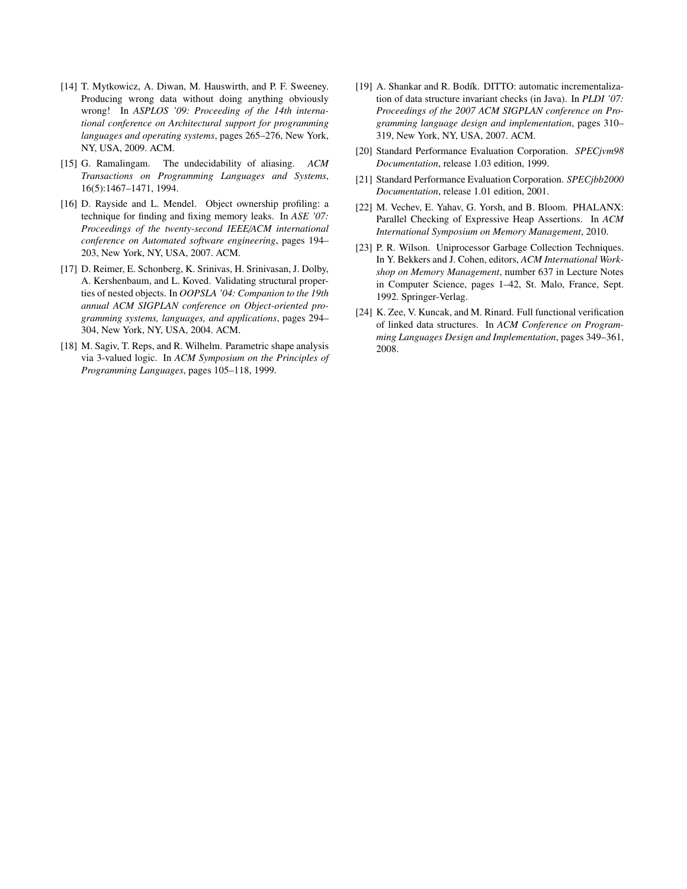[14] T. Mytkowicz, A. Diwan, M. Hauswirth, and P. F. Sweeney. Producing wrong data without doing anything obviously wrong! In *ASPLOS '09: Proceeding of the 14th international conference on Architectural support for programming languages and operating systems*, pages 265–276, New York, NY, USA, 2009. ACM.

[15] G. Ramalingam. The undecidability of aliasing. *ACM Transactions on Programming Languages and Systems*, 16(5):1467–1471, 1994.

[16] D. Rayside and L. Mendel. Object ownership profiling: a technique for finding and fixing memory leaks. In *ASE '07: Proceedings of the twenty-second IEEE/ACM international conference on Automated software engineering*, pages 194–203, New York, NY, USA, 2007. ACM.

[17] D. Reimer, E. Schonberg, K. Srinivas, H. Srinivasan, J. Dolby, A. Kershenbaum, and L. Koved. Validating structural properties of nested objects. In *OOPSLA '04: Companion to the 19th annual ACM SIGPLAN conference on Object-oriented programming systems, languages, and applications*, pages 294–304, New York, NY, USA, 2004. ACM.

[18] M. Sagiv, T. Reps, and R. Wilhelm. Parametric shape analysis via 3-valued logic. In *ACM Symposium on the Principles of Programming Languages*, pages 105–118, 1999.

[19] A. Shankar and R. Bodík. DITTO: automatic incrementalization of data structure invariant checks (in Java). In *PLDI '07: Proceedings of the 2007 ACM SIGPLAN conference on Programming language design and implementation*, pages 310–319, New York, NY, USA, 2007. ACM.

[20] Standard Performance Evaluation Corporation. *SPECjvm98 Documentation*, release 1.03 edition, 1999.

[21] Standard Performance Evaluation Corporation. *SPECjbb2000 Documentation*, release 1.01 edition, 2001.

[22] M. Vechev, E. Yahav, G. Yorsh, and B. Bloom. PHALANX: Parallel Checking of Expressive Heap Assertions. In *ACM International Symposium on Memory Management*, 2010.

[23] P. R. Wilson. Uniprocessor Garbage Collection Techniques. In Y. Bekkers and J. Cohen, editors, *ACM International Workshop on Memory Management*, number 637 in Lecture Notes in Computer Science, pages 1–42, St. Malo, France, Sept. 1992. Springer-Verlag.

[24] K. Zee, V. Kuncak, and M. Rinard. Full functional verification of linked data structures. In *ACM Conference on Programming Languages Design and Implementation*, pages 349–361, 2008.